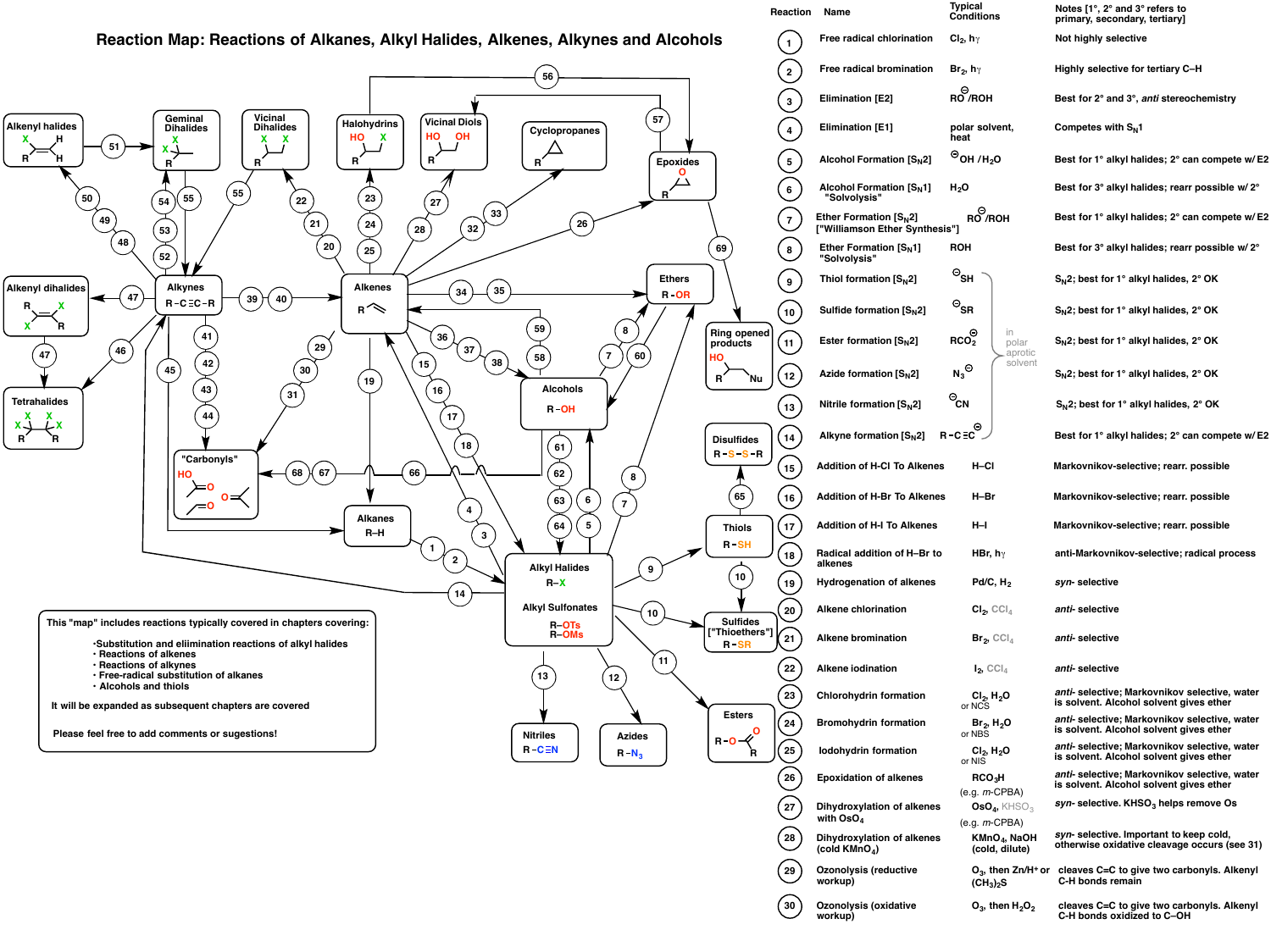# Reaction Map: Reactions of Alkanes, Alkyl Halides, Alkenes, Alkynes and Alcohols

Alkenyl halides | Geminal Dihalides | Vicinal Dihalides | Halohydrins | Vicinal Diols | Cyclopropanes | Epoxides | Alkenyl dihalides | Alkynes $R-C\equiv C-R$ | Alkenes | Ethers $R-OR$ | Ring opened products | Tetrahalides | Alcohols $R-OH$ | "Carbonyls" | Alkanes $R-H$ | Disulfides $R-S-S-R$ | Thiols $R-SH$ | Alkyl Halides $R-X$ | Alkyl Sulfonates $R-OTs$, $R-OMs$ | Sulfides ["Thioethers"] $R-SR$ | Esters | Nitriles $R-C\equiv N$ | Azides $R-N_3$

This "map" includes reactions typically covered in chapters covering:

- Substitution and eliimination reactions of alkyl halides
- Reactions of alkenes
- Reactions of alkynes
- Free-radical substitution of alkanes
- Alcohols and thiols

It will be expanded as subsequent chapters are covered

Please feel free to add comments or sugestions!

| Reaction | Name | Typical Conditions | Notes [1°, 2° and 3° refers to primary, secondary, tertiary] |
|---|---|---|---|
| 1 | Free radical chlorination | $Cl_2$, hγ | Not highly selective |
| 2 | Free radical bromination | $Br_2$, hγ | Highly selective for tertiary C–H |
| 3 | Elimination [E2] | $RO^{\ominus}$/ROH | Best for 2° and 3°, *anti* stereochemistry |
| 4 | Elimination [E1] | polar solvent, heat | Competes with $S_N1$ |
| 5 | Alcohol Formation [$S_N2$] | $^{\ominus}OH$ / $H_2O$ | Best for 1° alkyl halides; 2° can compete w/ E2 |
| 6 | Alcohol Formation [$S_N1$] "Solvolysis" | $H_2O$ | Best for 3° alkyl halides; rearr possible w/ 2° |
| 7 | Ether Formation [$S_N2$] ["Williamson Ether Synthesis"] | $RO^{\ominus}$/ROH | Best for 1° alkyl halides; 2° can compete w/ E2 |
| 8 | Ether Formation [$S_N1$] "Solvolysis" | ROH | Best for 3° alkyl halides; rearr possible w/ 2° |
| 9 | Thiol formation [$S_N2$] | $^{\ominus}SH$ (in polar aprotic solvent) | $S_N2$; best for 1° alkyl halides, 2° OK |
| 10 | Sulfide formation [$S_N2$] | $^{\ominus}SR$ (in polar aprotic solvent) | $S_N2$; best for 1° alkyl halides, 2° OK |
| 11 | Ester formation [$S_N2$] | $RCO_2^{\ominus}$ (in polar aprotic solvent) | $S_N2$; best for 1° alkyl halides, 2° OK |
| 12 | Azide formation [$S_N2$] | $N_3^{\ominus}$ (in polar aprotic solvent) | $S_N2$; best for 1° alkyl halides, 2° OK |
| 13 | Nitrile formation [$S_N2$] | $^{\ominus}CN$ (in polar aprotic solvent) | $S_N2$; best for 1° alkyl halides, 2° OK |
| 14 | Alkyne formation [$S_N2$] | $R-C\equiv C^{\ominus}$ (in polar aprotic solvent) | Best for 1° alkyl halides; 2° can compete w/ E2 |
| 15 | Addition of H-Cl To Alkenes | H–Cl | Markovnikov-selective; rearr. possible |
| 16 | Addition of H-Br To Alkenes | H–Br | Markovnikov-selective; rearr. possible |
| 17 | Addition of H-I To Alkenes | H–I | Markovnikov-selective; rearr. possible |
| 18 | Radical addition of H–Br to alkenes | HBr, hγ | anti-Markovnikov-selective; radical process |
| 19 | Hydrogenation of alkenes | Pd/C, $H_2$ | *syn*- selective |
| 20 | Alkene chlorination | $Cl_2$, $CCl_4$ | *anti*- selective |
| 21 | Alkene bromination | $Br_2$, $CCl_4$ | *anti*- selective |
| 22 | Alkene iodination | $I_2$, $CCl_4$ | *anti*- selective |
| 23 | Chlorohydrin formation | $Cl_2$, $H_2O$ or NCS | *anti*- selective; Markovnikov selective, water is solvent. Alcohol solvent gives ether |
| 24 | Bromohydrin formation | $Br_2$, $H_2O$ or NBS | *anti*- selective; Markovnikov selective, water is solvent. Alcohol solvent gives ether |
| 25 | Iodohydrin formation | $Cl_2$, $H_2O$ or NIS | *anti*- selective; Markovnikov selective, water is solvent. Alcohol solvent gives ether |
| 26 | Epoxidation of alkenes | $RCO_3H$ (e.g. *m*-CPBA) | *anti*- selective; Markovnikov selective, water is solvent. Alcohol solvent gives ether |
| 27 | Dihydroxylation of alkenes with $OsO_4$ | $OsO_4$, $KHSO_3$ (e.g. *m*-CPBA) | *syn*- selective. $KHSO_3$ helps remove Os |
| 28 | Dihydroxylation of alkenes (cold $KMnO_4$) | $KMnO_4$, NaOH (cold, dilute) | *syn*- selective. Important to keep cold, otherwise oxidative cleavage occurs (see 31) |
| 29 | Ozonolysis (reductive workup) | $O_3$, then Zn/$H^+$ or $(CH_3)_2S$ | cleaves C=C to give two carbonyls. Alkenyl C-H bonds remain |
| 30 | Ozonolysis (oxidative workup) | $O_3$, then $H_2O_2$ | cleaves C=C to give two carbonyls. Alkenyl C-H bonds oxidized to C–OH |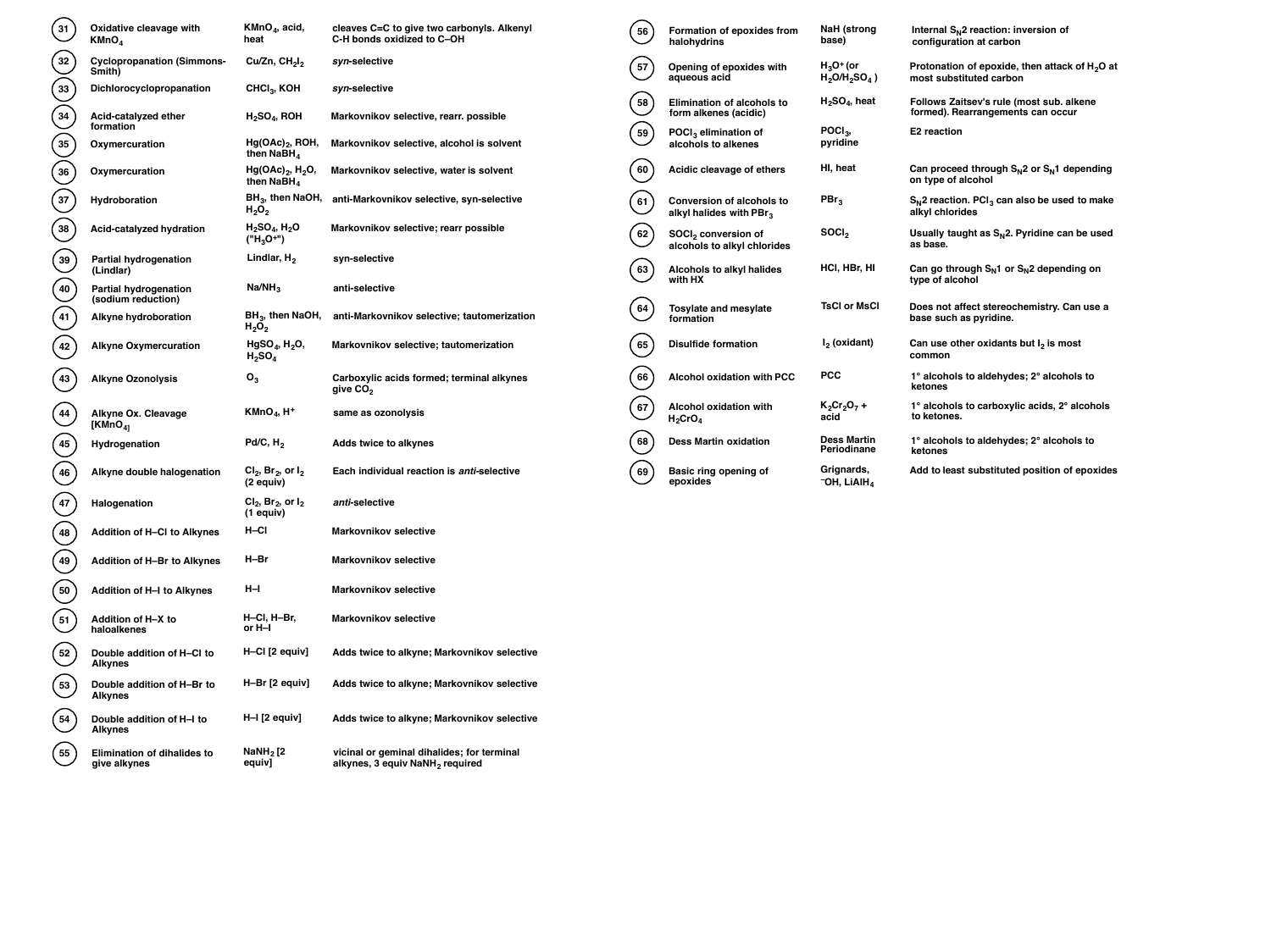| | | | |
|---|---|---|---|
| 31 | Oxidative cleavage with $KMnO_4$ | $KMnO_4$, acid, heat | cleaves C=C to give two carbonyls. Alkenyl C-H bonds oxidized to C–OH |
| 32 | Cyclopropanation (Simmons-Smith) | Cu/Zn, $CH_2I_2$ | *syn*-selective |
| 33 | Dichlorocyclopropanation | $CHCl_3$, KOH | *syn*-selective |
| 34 | Acid-catalyzed ether formation | $H_2SO_4$, ROH | Markovnikov selective, rearr. possible |
| 35 | Oxymercuration | $Hg(OAc)_2$, ROH, then $NaBH_4$ | Markovnikov selective, alcohol is solvent |
| 36 | Oxymercuration | $Hg(OAc)_2$, $H_2O$, then $NaBH_4$ | Markovnikov selective, water is solvent |
| 37 | Hydroboration | $BH_3$, then NaOH, $H_2O_2$ | anti-Markovnikov selective, syn-selective |
| 38 | Acid-catalyzed hydration | $H_2SO_4$, $H_2O$ ("$H_3O^+$") | Markovnikov selective; rearr possible |
| 39 | Partial hydrogenation (Lindlar) | Lindlar, $H_2$ | syn-selective |
| 40 | Partial hydrogenation (sodium reduction) | $Na/NH_3$ | anti-selective |
| 41 | Alkyne hydroboration | $BH_3$, then NaOH, $H_2O_2$ | anti-Markovnikov selective; tautomerization |
| 42 | Alkyne Oxymercuration | $HgSO_4$, $H_2O$, $H_2SO_4$ | Markovnikov selective; tautomerization |
| 43 | Alkyne Ozonolysis | $O_3$ | Carboxylic acids formed; terminal alkynes give $CO_2$ |
| 44 | Alkyne Ox. Cleavage [$KMnO_4$] | $KMnO_4$, $H^+$ | same as ozonolysis |
| 45 | Hydrogenation | Pd/C, $H_2$ | Adds twice to alkynes |
| 46 | Alkyne double halogenation | $Cl_2$, $Br_2$, or $I_2$ (2 equiv) | Each individual reaction is *anti*-selective |
| 47 | Halogenation | $Cl_2$, $Br_2$, or $I_2$ (1 equiv) | *anti*-selective |
| 48 | Addition of H–Cl to Alkynes | H–Cl | Markovnikov selective |
| 49 | Addition of H–Br to Alkynes | H–Br | Markovnikov selective |
| 50 | Addition of H–I to Alkynes | H–I | Markovnikov selective |
| 51 | Addition of H–X to haloalkenes | H–Cl, H–Br, or H–I | Markovnikov selective |
| 52 | Double addition of H–Cl to Alkynes | H–Cl [2 equiv] | Adds twice to alkyne; Markovnikov selective |
| 53 | Double addition of H–Br to Alkynes | H–Br [2 equiv] | Adds twice to alkyne; Markovnikov selective |
| 54 | Double addition of H–I to Alkynes | H–I [2 equiv] | Adds twice to alkyne; Markovnikov selective |
| 55 | Elimination of dihalides to give alkynes | $NaNH_2$ [2 equiv] | vicinal or geminal dihalides; for terminal alkynes, 3 equiv $NaNH_2$ required |
| 56 | Formation of epoxides from halohydrins | NaH (strong base) | Internal $S_N2$ reaction: inversion of configuration at carbon |
| 57 | Opening of epoxides with aqueous acid | $H_3O^+$ (or $H_2O/H_2SO_4$ ) | Protonation of epoxide, then attack of $H_2O$ at most substituted carbon |
| 58 | Elimination of alcohols to form alkenes (acidic) | $H_2SO_4$, heat | Follows Zaitsev's rule (most sub. alkene formed). Rearrangements can occur |
| 59 | $POCl_3$ elimination of alcohols to alkenes | $POCl_3$, pyridine | E2 reaction |
| 60 | Acidic cleavage of ethers | HI, heat | Can proceed through $S_N2$ or $S_N1$ depending on type of alcohol |
| 61 | Conversion of alcohols to alkyl halides with $PBr_3$ | $PBr_3$ | $S_N2$ reaction. $PCl_3$ can also be used to make alkyl chlorides |
| 62 | $SOCl_2$ conversion of alcohols to alkyl chlorides | $SOCl_2$ | Usually taught as $S_N2$. Pyridine can be used as base. |
| 63 | Alcohols to alkyl halides with HX | HCl, HBr, HI | Can go through $S_N1$ or $S_N2$ depending on type of alcohol |
| 64 | Tosylate and mesylate formation | TsCl or MsCl | Does not affect stereochemistry. Can use a base such as pyridine. |
| 65 | Disulfide formation | $I_2$ (oxidant) | Can use other oxidants but $I_2$ is most common |
| 66 | Alcohol oxidation with PCC | PCC | 1° alcohols to aldehydes; 2° alcohols to ketones |
| 67 | Alcohol oxidation with $H_2CrO_4$ | $K_2Cr_2O_7$ + acid | 1° alcohols to carboxylic acids, 2° alcohols to ketones. |
| 68 | Dess Martin oxidation | Dess Martin Periodinane | 1° alcohols to aldehydes; 2° alcohols to ketones |
| 69 | Basic ring opening of epoxides | Grignards, $^{-}OH$, $LiAlH_4$ | Add to least substituted position of epoxides |